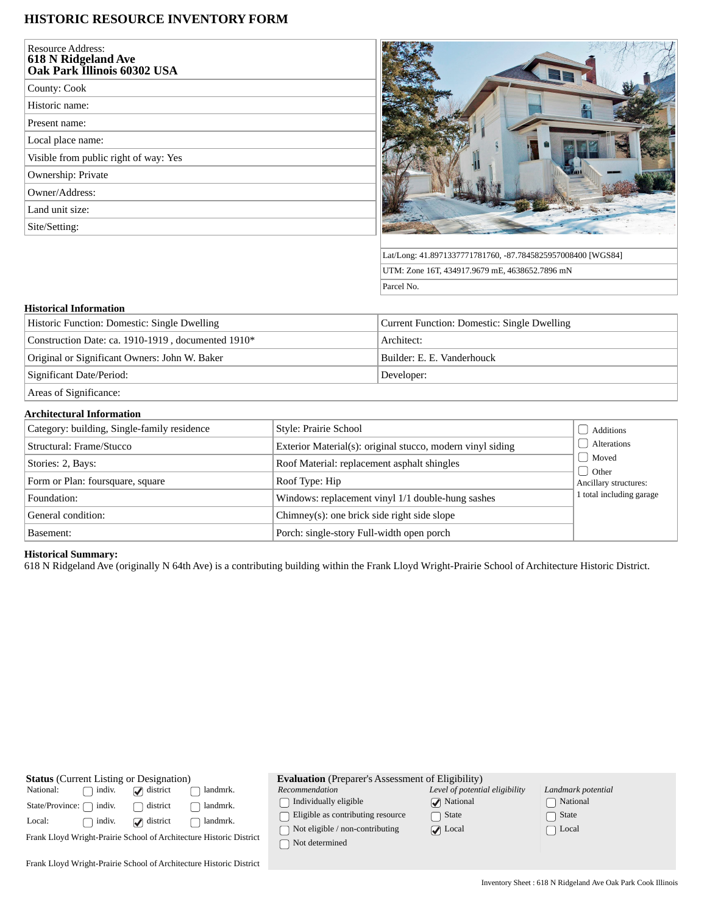# HISTORIC RESOURCE INVENTORY FORM

| Resource Address: **618 N Ridgeland Ave Oak Park Illinois 60302 USA** |
| --- |
| County: Cook |
| Historic name: |
| Present name: |
| Local place name: |
| Visible from public right of way: Yes |
| Ownership: Private |
| Owner/Address: |
| Land unit size: |
| Site/Setting: |

| |
| --- |
| Lat/Long: 41.8971337771781760, -87.7845825957008400 [WGS84] |
| UTM: Zone 16T, 434917.9679 mE, 4638652.7896 mN |
| Parcel No. |

## Historical Information

| | |
| --- | --- |
| Historic Function: Domestic: Single Dwelling | Current Function: Domestic: Single Dwelling |
| Construction Date: ca. 1910-1919 , documented 1910* | Architect: |
| Original or Significant Owners: John W. Baker | Builder: E. E. Vanderhouck |
| Significant Date/Period: | Developer: |
| Areas of Significance: | |

## Architectural Information

| | | |
| --- | --- | --- |
| Category: building, Single-family residence | Style: Prairie School | ☐ Additions |
| Structural: Frame/Stucco | Exterior Material(s): original stucco, modern vinyl siding | ☐ Alterations |
| Stories: 2, Bays: | Roof Material: replacement asphalt shingles | ☐ Moved |
| Form or Plan: foursquare, square | Roof Type: Hip | ☐ Other |
| Foundation: | Windows: replacement vinyl 1/1 double-hung sashes | Ancillary structures: 1 total including garage |
| General condition: | Chimney(s): one brick side right side slope | |
| Basement: | Porch: single-story Full-width open porch | |

**Historical Summary:**

618 N Ridgeland Ave (originally N 64th Ave) is a contributing building within the Frank Lloyd Wright-Prairie School of Architecture Historic District.

**Status** (Current Listing or Designation)

| | | | |
| --- | --- | --- | --- |
| National: | ☐ indiv. | ☑ district | ☐ landmrk. |
| State/Province: | ☐ indiv. | ☐ district | ☐ landmrk. |
| Local: | ☐ indiv. | ☑ district | ☐ landmrk. |

Frank Lloyd Wright-Prairie School of Architecture Historic District

Frank Lloyd Wright-Prairie School of Architecture Historic District

**Evaluation** (Preparer's Assessment of Eligibility)

| *Recommendation* | *Level of potential eligibility* | *Landmark potential* |
| --- | --- | --- |
| ☐ Individually eligible | ☑ National | ☐ National |
| ☐ Eligible as contributing resource | ☐ State | ☐ State |
| ☐ Not eligible / non-contributing | ☑ Local | ☐ Local |
| ☐ Not determined | | |

Inventory Sheet : 618 N Ridgeland Ave Oak Park Cook Illinois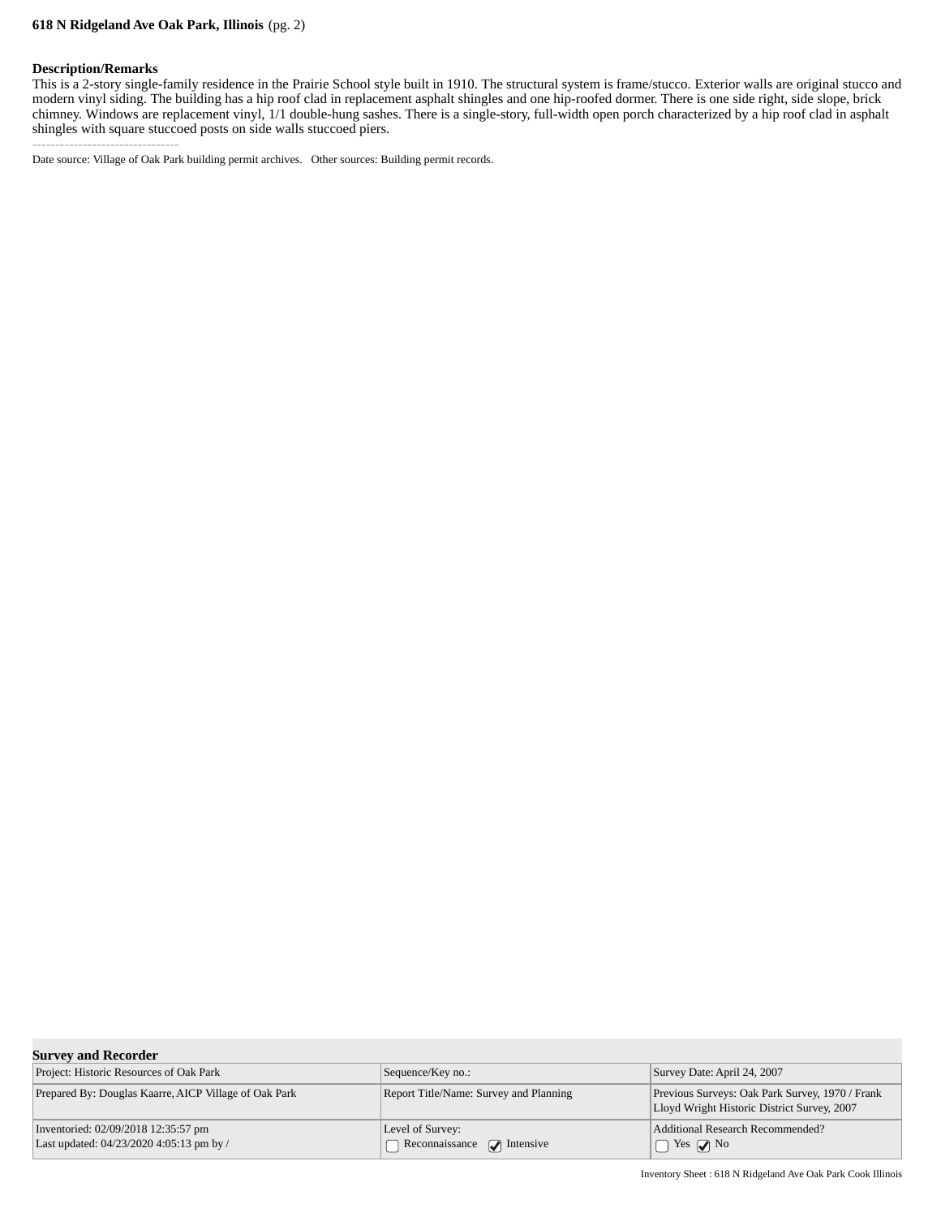**618 N Ridgeland Ave Oak Park, Illinois** (pg. 2)

## Description/Remarks

This is a 2-story single-family residence in the Prairie School style built in 1910. The structural system is frame/stucco. Exterior walls are original stucco and modern vinyl siding. The building has a hip roof clad in replacement asphalt shingles and one hip-roofed dormer. There is one side right, side slope, brick chimney. Windows are replacement vinyl, 1/1 double-hung sashes. There is a single-story, full-width open porch characterized by a hip roof clad in asphalt shingles with square stuccoed posts on side walls stuccoed piers.

--------------------------------

Date source: Village of Oak Park building permit archives.   Other sources: Building permit records.

## Survey and Recorder

| | | |
|---|---|---|
| Project: Historic Resources of Oak Park | Sequence/Key no.: | Survey Date: April 24, 2007 |
| Prepared By: Douglas Kaarre, AICP Village of Oak Park | Report Title/Name: Survey and Planning | Previous Surveys: Oak Park Survey, 1970 / Frank Lloyd Wright Historic District Survey, 2007 |
| Inventoried: 02/09/2018 12:35:57 pm<br>Last updated: 04/23/2020 4:05:13 pm by / | Level of Survey:<br>☐ Reconnaissance ☑ Intensive | Additional Research Recommended?<br>☐ Yes ☑ No |

Inventory Sheet : 618 N Ridgeland Ave Oak Park Cook Illinois